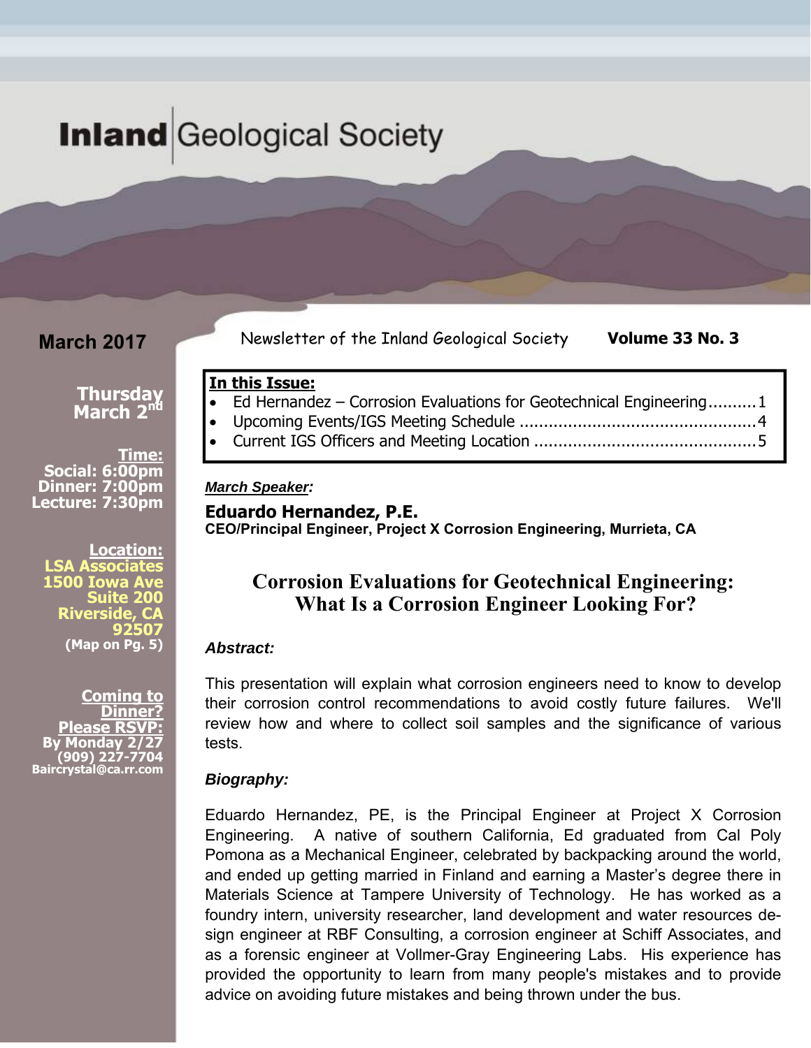# **Inland** Geological Society

**March 2017**

Newsletter of the Inland Geological Society **Volume 33 No. 3**

**Thursday March 2nd**

**Time:**
**Social: 6:00pm**
**Dinner: 7:00pm**
**Lecture: 7:30pm**

**Location:**
**LSA Associates**
**1500 Iowa Ave**
**Suite 200**
**Riverside, CA 92507**
**(Map on Pg. 5)**

**Coming to Dinner?**
**Please RSVP:**
**By Monday 2/27**
**(909) 227-7704**
**Baircrystal@ca.rr.com**

**In this Issue:**

- Ed Hernandez – Corrosion Evaluations for Geotechnical Engineering..........1
- Upcoming Events/IGS Meeting Schedule ................................................4
- Current IGS Officers and Meeting Location .............................................5

***March Speaker:***

**Eduardo Hernandez, P.E.**
**CEO/Principal Engineer, Project X Corrosion Engineering, Murrieta, CA**

## Corrosion Evaluations for Geotechnical Engineering: What Is a Corrosion Engineer Looking For?

***Abstract:***

This presentation will explain what corrosion engineers need to know to develop their corrosion control recommendations to avoid costly future failures. We'll review how and where to collect soil samples and the significance of various tests.

***Biography:***

Eduardo Hernandez, PE, is the Principal Engineer at Project X Corrosion Engineering. A native of southern California, Ed graduated from Cal Poly Pomona as a Mechanical Engineer, celebrated by backpacking around the world, and ended up getting married in Finland and earning a Master's degree there in Materials Science at Tampere University of Technology. He has worked as a foundry intern, university researcher, land development and water resources design engineer at RBF Consulting, a corrosion engineer at Schiff Associates, and as a forensic engineer at Vollmer-Gray Engineering Labs. His experience has provided the opportunity to learn from many people's mistakes and to provide advice on avoiding future mistakes and being thrown under the bus.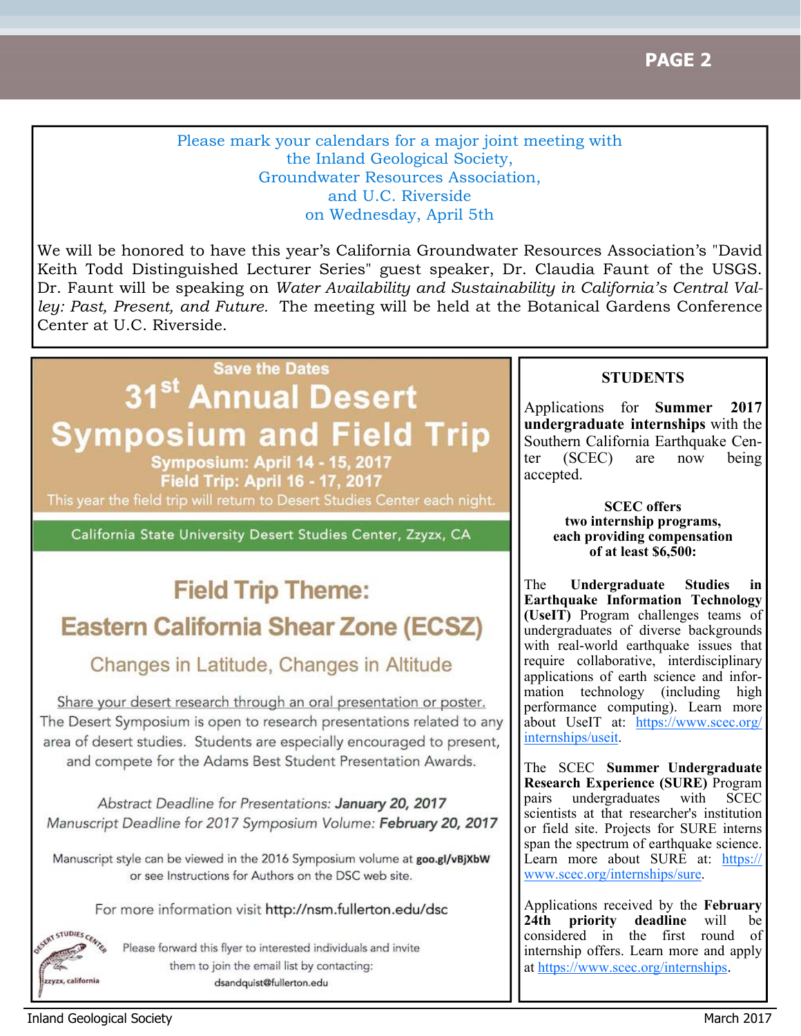Please mark your calendars for a major joint meeting with
the Inland Geological Society,
Groundwater Resources Association,
and U.C. Riverside
on Wednesday, April 5th

We will be honored to have this year's California Groundwater Resources Association's "David Keith Todd Distinguished Lecturer Series" guest speaker, Dr. Claudia Faunt of the USGS. Dr. Faunt will be speaking on *Water Availability and Sustainability in California's Central Valley: Past, Present, and Future.* The meeting will be held at the Botanical Gardens Conference Center at U.C. Riverside.

Save the Dates

# 31st Annual Desert Symposium and Field Trip

**Symposium: April 14 - 15, 2017**
**Field Trip: April 16 - 17, 2017**

This year the field trip will return to Desert Studies Center each night.

California State University Desert Studies Center, Zzyzx, CA

## Field Trip Theme:
## Eastern California Shear Zone (ECSZ)

### Changes in Latitude, Changes in Altitude

Share your desert research through an oral presentation or poster.
The Desert Symposium is open to research presentations related to any area of desert studies. Students are especially encouraged to present, and compete for the Adams Best Student Presentation Awards.

*Abstract Deadline for Presentations:* ***January 20, 2017***
*Manuscript Deadline for 2017 Symposium Volume:* ***February 20, 2017***

Manuscript style can be viewed in the 2016 Symposium volume at **goo.gl/vBjXbW** or see Instructions for Authors on the DSC web site.

For more information visit **http://nsm.fullerton.edu/dsc**

Please forward this flyer to interested individuals and invite them to join the email list by contacting: dsandquist@fullerton.edu

### STUDENTS

Applications for **Summer 2017 undergraduate internships** with the Southern California Earthquake Center (SCEC) are now being accepted.

**SCEC offers two internship programs, each providing compensation of at least $6,500:**

The **Undergraduate Studies in Earthquake Information Technology (UseIT)** Program challenges teams of undergraduates of diverse backgrounds with real-world earthquake issues that require collaborative, interdisciplinary applications of earth science and information technology (including high performance computing). Learn more about UseIT at: https://www.scec.org/internships/useit.

The SCEC **Summer Undergraduate Research Experience (SURE)** Program pairs undergraduates with SCEC scientists at that researcher's institution or field site. Projects for SURE interns span the spectrum of earthquake science. Learn more about SURE at: https://www.scec.org/internships/sure.

Applications received by the **February 24th priority deadline** will be considered in the first round of internship offers. Learn more and apply at https://www.scec.org/internships.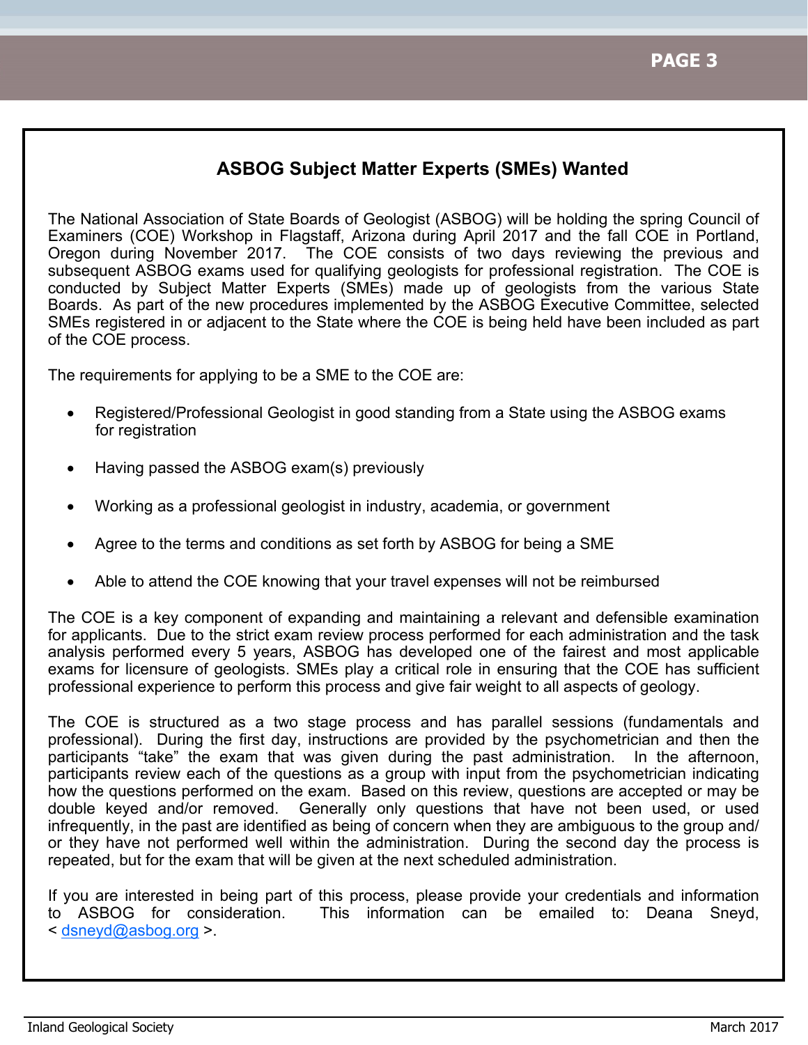## ASBOG Subject Matter Experts (SMEs) Wanted

The National Association of State Boards of Geologist (ASBOG) will be holding the spring Council of Examiners (COE) Workshop in Flagstaff, Arizona during April 2017 and the fall COE in Portland, Oregon during November 2017. The COE consists of two days reviewing the previous and subsequent ASBOG exams used for qualifying geologists for professional registration. The COE is conducted by Subject Matter Experts (SMEs) made up of geologists from the various State Boards. As part of the new procedures implemented by the ASBOG Executive Committee, selected SMEs registered in or adjacent to the State where the COE is being held have been included as part of the COE process.

The requirements for applying to be a SME to the COE are:

- Registered/Professional Geologist in good standing from a State using the ASBOG exams for registration
- Having passed the ASBOG exam(s) previously
- Working as a professional geologist in industry, academia, or government
- Agree to the terms and conditions as set forth by ASBOG for being a SME
- Able to attend the COE knowing that your travel expenses will not be reimbursed

The COE is a key component of expanding and maintaining a relevant and defensible examination for applicants. Due to the strict exam review process performed for each administration and the task analysis performed every 5 years, ASBOG has developed one of the fairest and most applicable exams for licensure of geologists. SMEs play a critical role in ensuring that the COE has sufficient professional experience to perform this process and give fair weight to all aspects of geology.

The COE is structured as a two stage process and has parallel sessions (fundamentals and professional). During the first day, instructions are provided by the psychometrician and then the participants "take" the exam that was given during the past administration. In the afternoon, participants review each of the questions as a group with input from the psychometrician indicating how the questions performed on the exam. Based on this review, questions are accepted or may be double keyed and/or removed. Generally only questions that have not been used, or used infrequently, in the past are identified as being of concern when they are ambiguous to the group and/or they have not performed well within the administration. During the second day the process is repeated, but for the exam that will be given at the next scheduled administration.

If you are interested in being part of this process, please provide your credentials and information to ASBOG for consideration. This information can be emailed to: Deana Sneyd, < dsneyd@asbog.org >.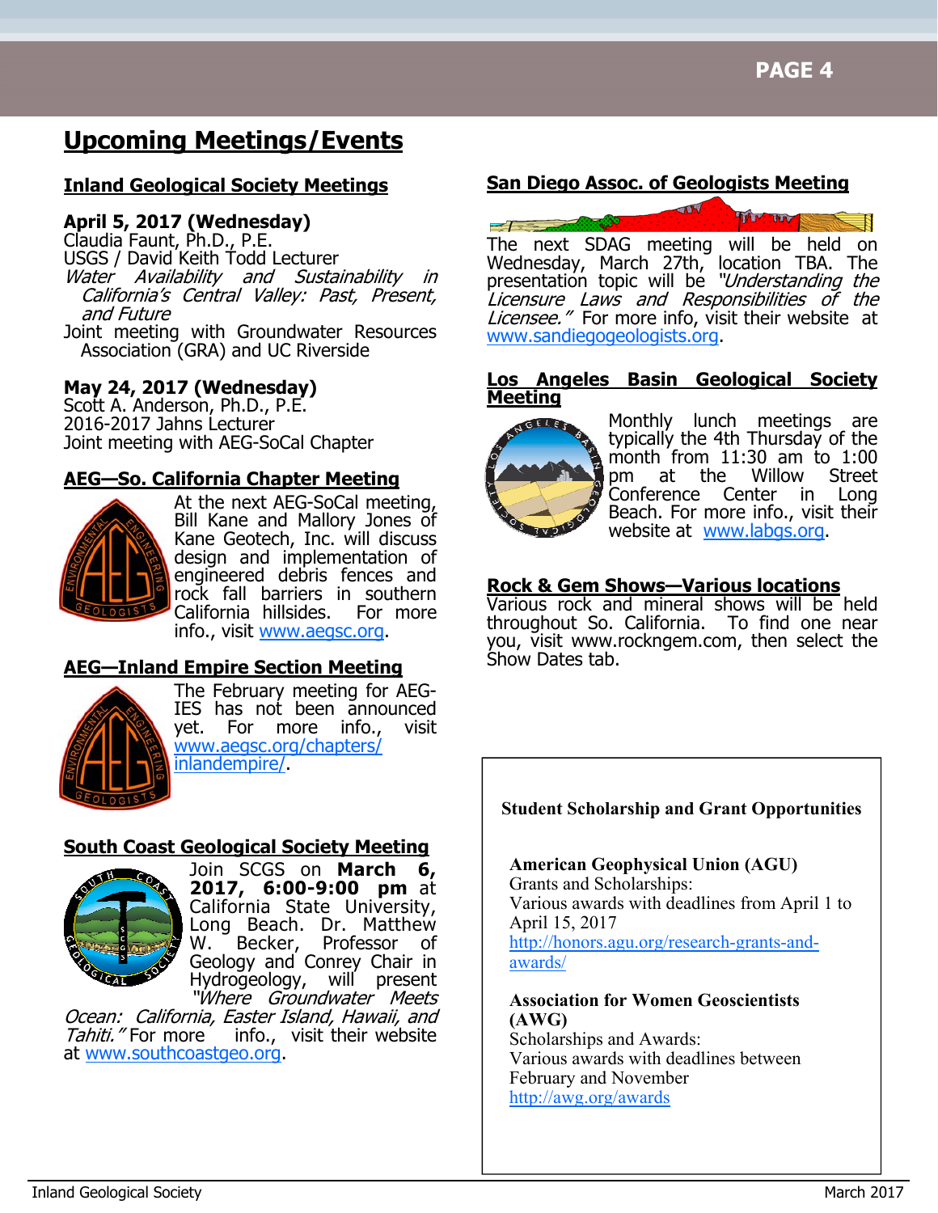# Upcoming Meetings/Events

## Inland Geological Society Meetings

**April 5, 2017 (Wednesday)**
Claudia Faunt, Ph.D., P.E.
USGS / David Keith Todd Lecturer
*Water Availability and Sustainability in California's Central Valley: Past, Present, and Future*
Joint meeting with Groundwater Resources Association (GRA) and UC Riverside

**May 24, 2017 (Wednesday)**
Scott A. Anderson, Ph.D., P.E.
2016-2017 Jahns Lecturer
Joint meeting with AEG-SoCal Chapter

## AEG—So. California Chapter Meeting

At the next AEG-SoCal meeting, Bill Kane and Mallory Jones of Kane Geotech, Inc. will discuss design and implementation of engineered debris fences and rock fall barriers in southern California hillsides. For more info., visit www.aegsc.org.

## AEG—Inland Empire Section Meeting

The February meeting for AEG-IES has not been announced yet. For more info., visit www.aegsc.org/chapters/inlandempire/.

## South Coast Geological Society Meeting

Join SCGS on **March 6, 2017, 6:00-9:00 pm** at California State University, Long Beach. Dr. Matthew W. Becker, Professor of Geology and Conrey Chair in Hydrogeology, will present *"Where Groundwater Meets Ocean: California, Easter Island, Hawaii, and Tahiti."* For more info., visit their website at www.southcoastgeo.org.

## San Diego Assoc. of Geologists Meeting

The next SDAG meeting will be held on Wednesday, March 27th, location TBA. The presentation topic will be *"Understanding the Licensure Laws and Responsibilities of the Licensee."* For more info, visit their website at www.sandiegogeologists.org.

## Los Angeles Basin Geological Society Meeting

Monthly lunch meetings are typically the 4th Thursday of the month from 11:30 am to 1:00 pm at the Willow Street Conference Center in Long Beach. For more info., visit their website at www.labgs.org.

## Rock & Gem Shows—Various locations

Various rock and mineral shows will be held throughout So. California. To find one near you, visit www.rockngem.com, then select the Show Dates tab.

---

**Student Scholarship and Grant Opportunities**

**American Geophysical Union (AGU)**
Grants and Scholarships:
Various awards with deadlines from April 1 to April 15, 2017
http://honors.agu.org/research-grants-and-awards/

**Association for Women Geoscientists (AWG)**
Scholarships and Awards:
Various awards with deadlines between February and November
http://awg.org/awards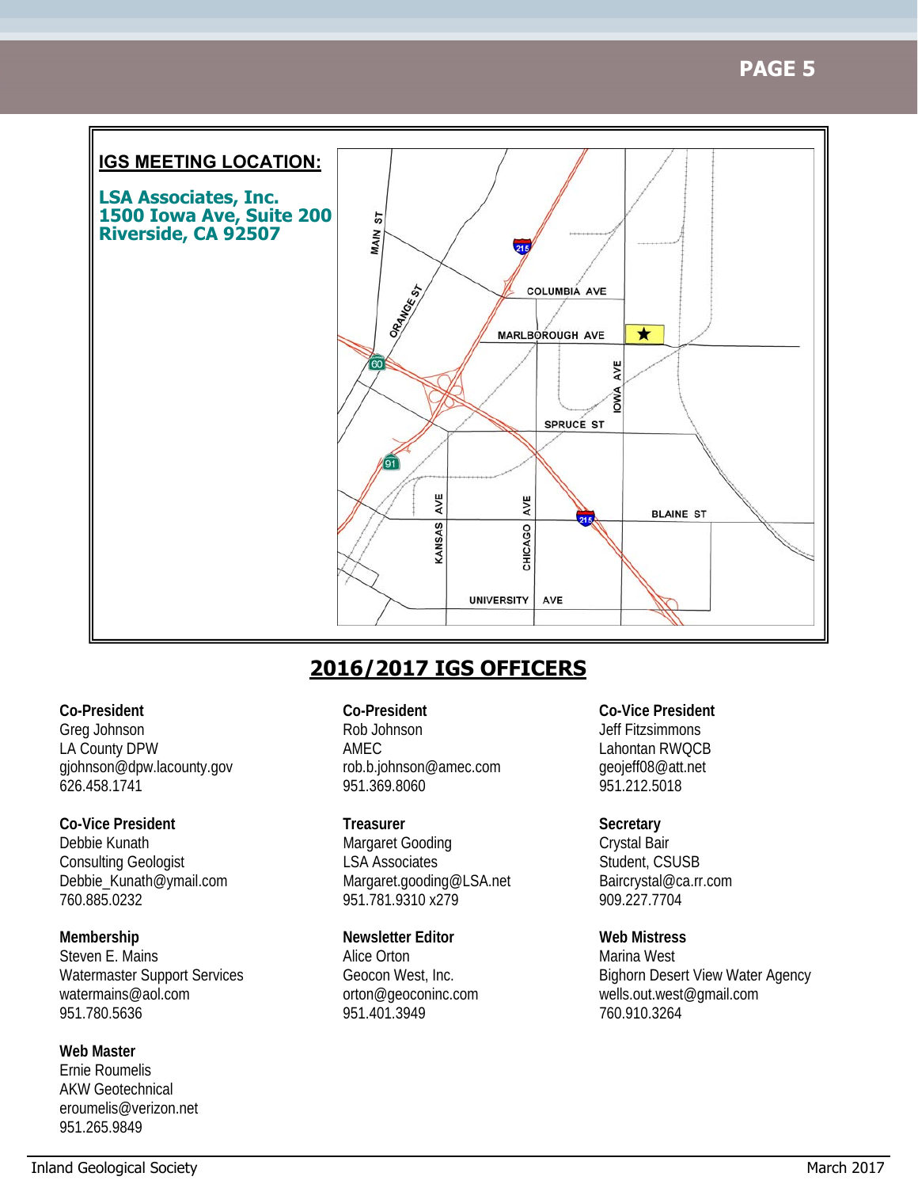## IGS MEETING LOCATION:

**LSA Associates, Inc.**
**1500 Iowa Ave, Suite 200**
**Riverside, CA 92507**

MAIN ST
ORANGE ST
215
COLUMBIA AVE
MARLBOROUGH AVE
60
IOWA AVE
SPRUCE ST
91
KANSAS AVE
CHICAGO AVE
215
BLAINE ST
UNIVERSITY AVE

## 2016/2017 IGS OFFICERS

**Co-President**
Greg Johnson
LA County DPW
gjohnson@dpw.lacounty.gov
626.458.1741

**Co-President**
Rob Johnson
AMEC
rob.b.johnson@amec.com
951.369.8060

**Co-Vice President**
Jeff Fitzsimmons
Lahontan RWQCB
geojeff08@att.net
951.212.5018

**Co-Vice President**
Debbie Kunath
Consulting Geologist
Debbie_Kunath@ymail.com
760.885.0232

**Treasurer**
Margaret Gooding
LSA Associates
Margaret.gooding@LSA.net
951.781.9310 x279

**Secretary**
Crystal Bair
Student, CSUSB
Baircrystal@ca.rr.com
909.227.7704

**Membership**
Steven E. Mains
Watermaster Support Services
watermains@aol.com
951.780.5636

**Newsletter Editor**
Alice Orton
Geocon West, Inc.
orton@geoconinc.com
951.401.3949

**Web Mistress**
Marina West
Bighorn Desert View Water Agency
wells.out.west@gmail.com
760.910.3264

**Web Master**
Ernie Roumelis
AKW Geotechnical
eroumelis@verizon.net
951.265.9849